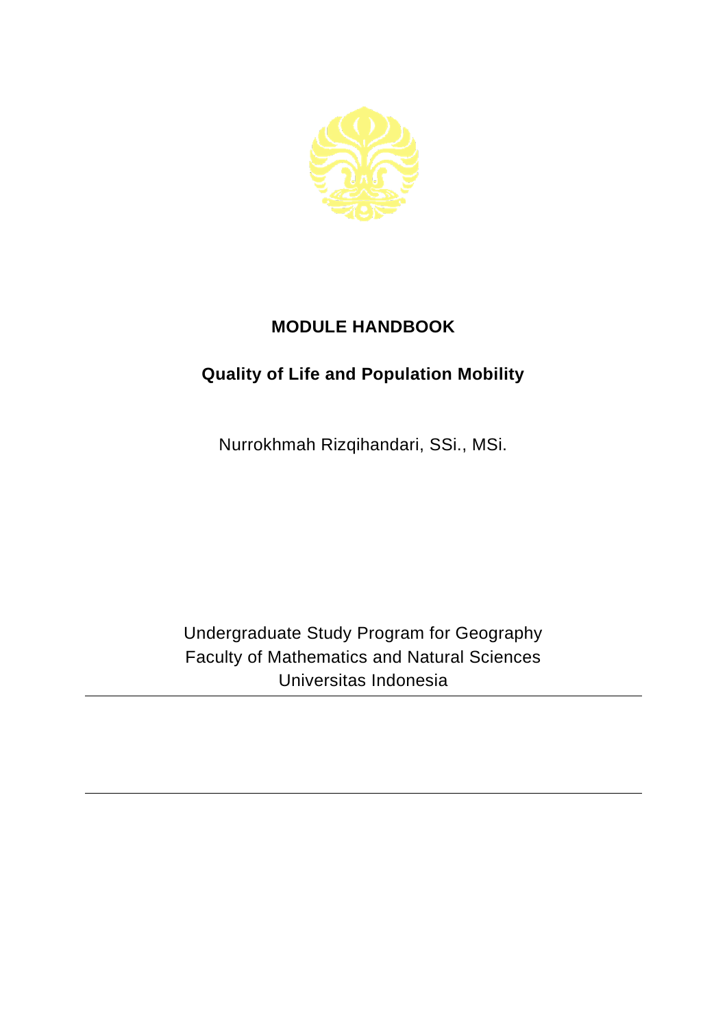# MODULE HANDBOOK

## Quality of Life and Population Mobility

Nurrokhmah Rizqihandari, SSi., MSi.

Undergraduate Study Program for Geography
Faculty of Mathematics and Natural Sciences
Universitas Indonesia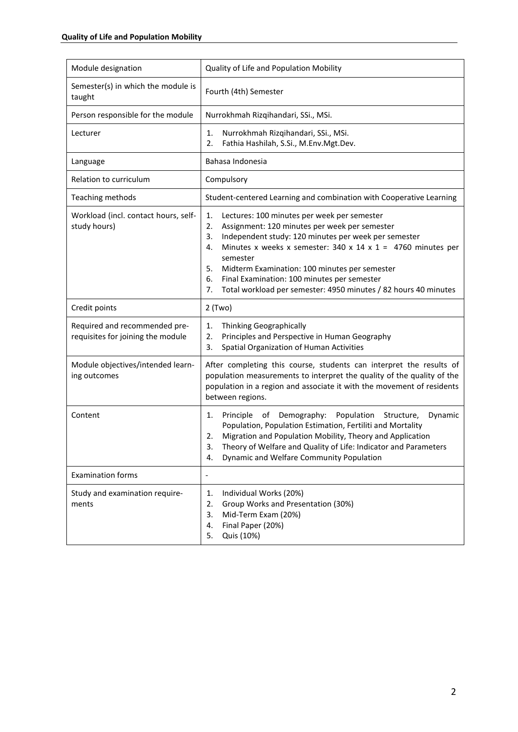| | |
|---|---|
| Module designation | Quality of Life and Population Mobility |
| Semester(s) in which the module is taught | Fourth (4th) Semester |
| Person responsible for the module | Nurrokhmah Rizqihandari, SSi., MSi. |
| Lecturer | 1. Nurrokhmah Rizqihandari, SSi., MSi.<br>2. Fathia Hashilah, S.Si., M.Env.Mgt.Dev. |
| Language | Bahasa Indonesia |
| Relation to curriculum | Compulsory |
| Teaching methods | Student-centered Learning and combination with Cooperative Learning |
| Workload (incl. contact hours, self-study hours) | 1. Lectures: 100 minutes per week per semester<br>2. Assignment: 120 minutes per week per semester<br>3. Independent study: 120 minutes per week per semester<br>4. Minutes x weeks x semester: 340 x 14 x 1 = 4760 minutes per semester<br>5. Midterm Examination: 100 minutes per semester<br>6. Final Examination: 100 minutes per semester<br>7. Total workload per semester: 4950 minutes / 82 hours 40 minutes |
| Credit points | 2 (Two) |
| Required and recommended pre-requisites for joining the module | 1. Thinking Geographically<br>2. Principles and Perspective in Human Geography<br>3. Spatial Organization of Human Activities |
| Module objectives/intended learning outcomes | After completing this course, students can interpret the results of population measurements to interpret the quality of the quality of the population in a region and associate it with the movement of residents between regions. |
| Content | 1. Principle of Demography: Population Structure, Dynamic Population, Population Estimation, Fertiliti and Mortality<br>2. Migration and Population Mobility, Theory and Application<br>3. Theory of Welfare and Quality of Life: Indicator and Parameters<br>4. Dynamic and Welfare Community Population |
| Examination forms | - |
| Study and examination requirements | 1. Individual Works (20%)<br>2. Group Works and Presentation (30%)<br>3. Mid-Term Exam (20%)<br>4. Final Paper (20%)<br>5. Quis (10%) |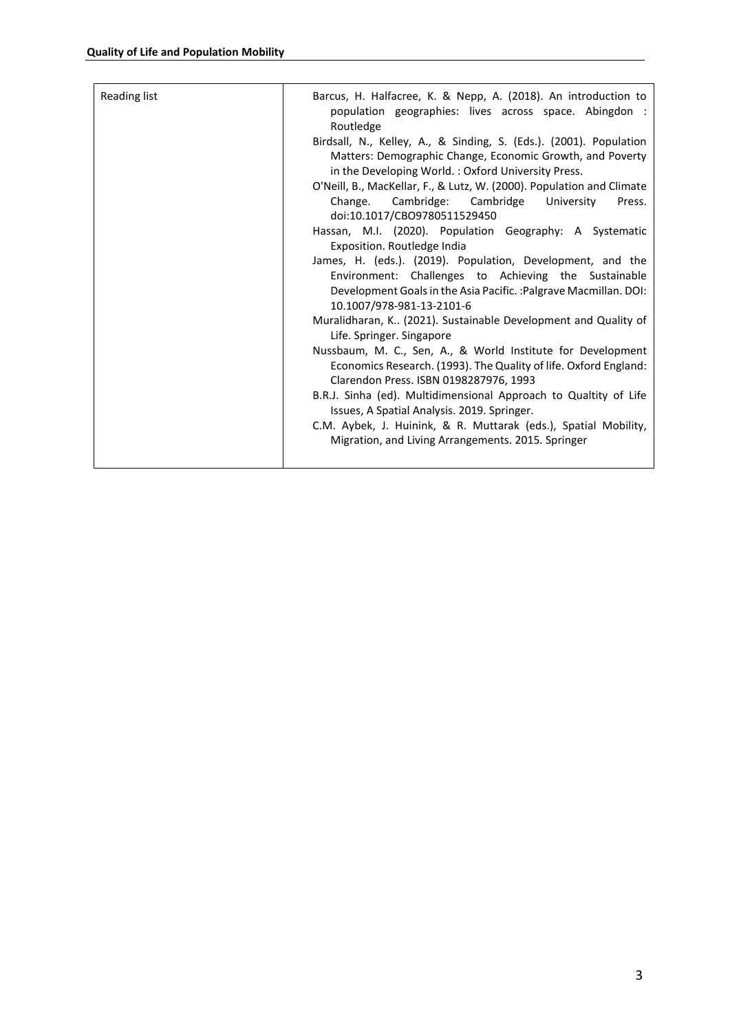| | |
|---|---|
| Reading list | Barcus, H. Halfacree, K. & Nepp, A. (2018). An introduction to population geographies: lives across space. Abingdon : Routledge<br>Birdsall, N., Kelley, A., & Sinding, S. (Eds.). (2001). Population Matters: Demographic Change, Economic Growth, and Poverty in the Developing World. : Oxford University Press.<br>O'Neill, B., MacKellar, F., & Lutz, W. (2000). Population and Climate Change. Cambridge: Cambridge University Press. doi:10.1017/CBO9780511529450<br>Hassan, M.I. (2020). Population Geography: A Systematic Exposition. Routledge India<br>James, H. (eds.). (2019). Population, Development, and the Environment: Challenges to Achieving the Sustainable Development Goals in the Asia Pacific. :Palgrave Macmillan. DOI: 10.1007/978-981-13-2101-6<br>Muralidharan, K.. (2021). Sustainable Development and Quality of Life. Springer. Singapore<br>Nussbaum, M. C., Sen, A., & World Institute for Development Economics Research. (1993). The Quality of life. Oxford England: Clarendon Press. ISBN 0198287976, 1993<br>B.R.J. Sinha (ed). Multidimensional Approach to Qualtity of Life Issues, A Spatial Analysis. 2019. Springer.<br>C.M. Aybek, J. Huinink, & R. Muttarak (eds.), Spatial Mobility, Migration, and Living Arrangements. 2015. Springer |